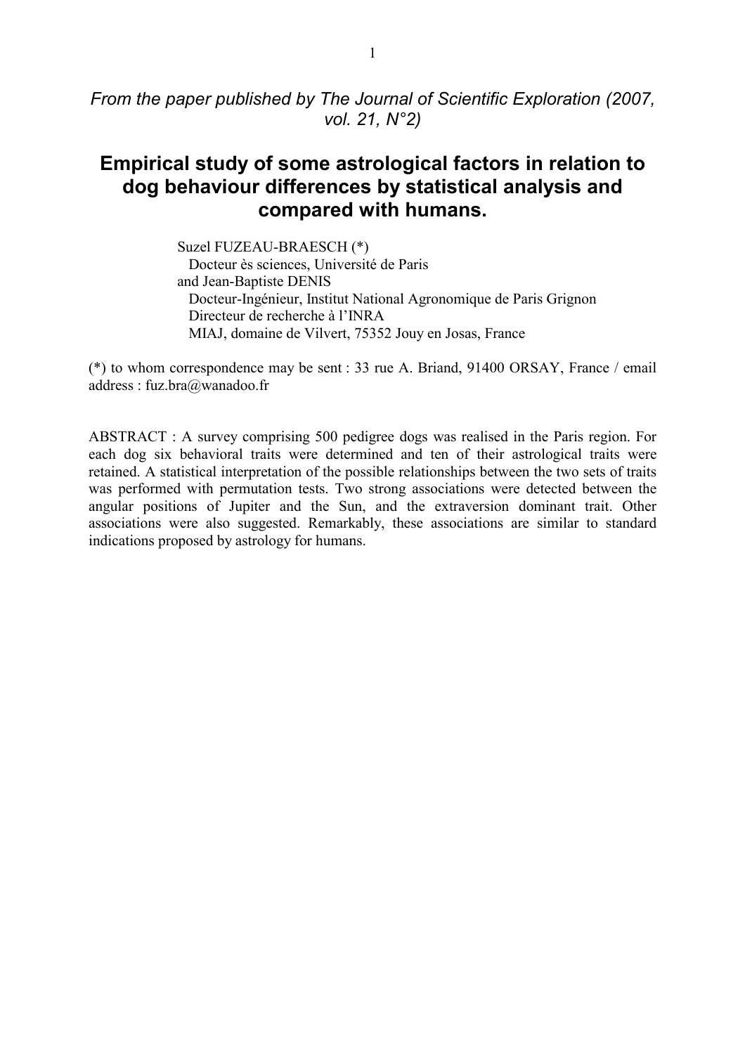*From the paper published by The Journal of Scientific Exploration (2007, vol. 21, N°2)*

# Empirical study of some astrological factors in relation to dog behaviour differences by statistical analysis and compared with humans.

Suzel FUZEAU-BRAESCH (*)
Docteur ès sciences, Université de Paris
and Jean-Baptiste DENIS
Docteur-Ingénieur, Institut National Agronomique de Paris Grignon
Directeur de recherche à l'INRA
MIAJ, domaine de Vilvert, 75352 Jouy en Josas, France

(*) to whom correspondence may be sent : 33 rue A. Briand, 91400 ORSAY, France / email address : fuz.bra@wanadoo.fr

ABSTRACT : A survey comprising 500 pedigree dogs was realised in the Paris region. For each dog six behavioral traits were determined and ten of their astrological traits were retained. A statistical interpretation of the possible relationships between the two sets of traits was performed with permutation tests. Two strong associations were detected between the angular positions of Jupiter and the Sun, and the extraversion dominant trait. Other associations were also suggested. Remarkably, these associations are similar to standard indications proposed by astrology for humans.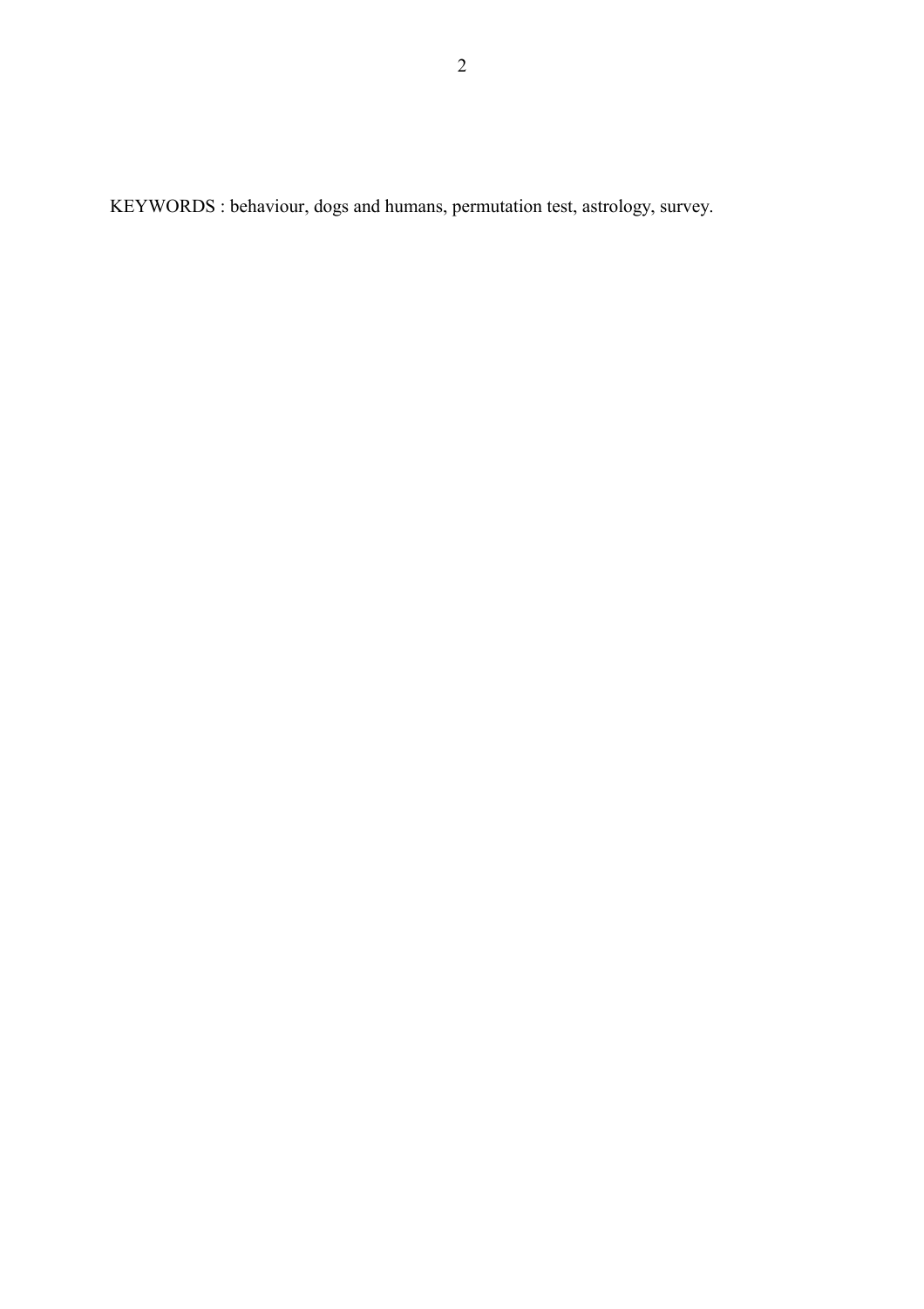KEYWORDS : behaviour, dogs and humans, permutation test, astrology, survey.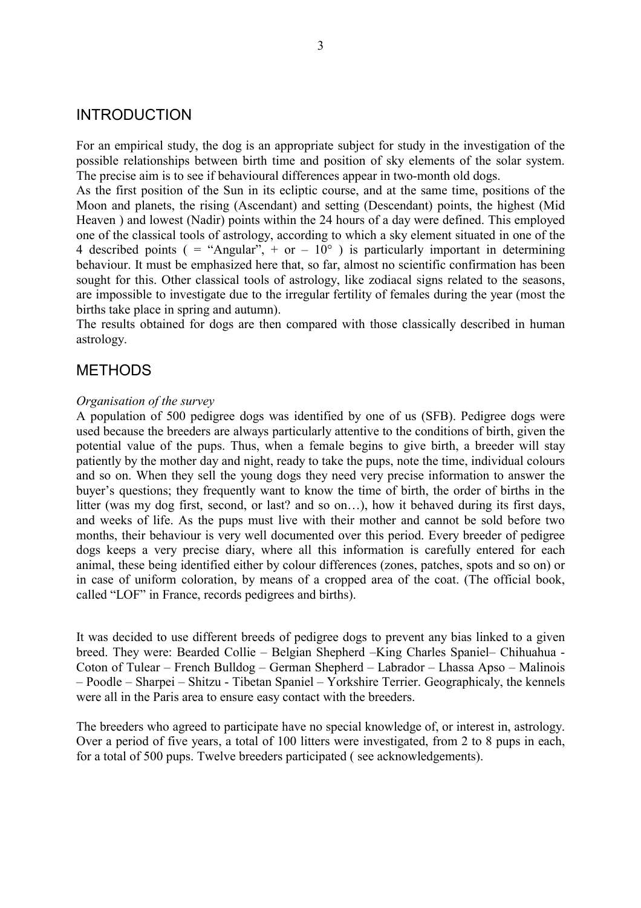## INTRODUCTION

For an empirical study, the dog is an appropriate subject for study in the investigation of the possible relationships between birth time and position of sky elements of the solar system. The precise aim is to see if behavioural differences appear in two-month old dogs.

As the first position of the Sun in its ecliptic course, and at the same time, positions of the Moon and planets, the rising (Ascendant) and setting (Descendant) points, the highest (Mid Heaven ) and lowest (Nadir) points within the 24 hours of a day were defined. This employed one of the classical tools of astrology, according to which a sky element situated in one of the 4 described points ( = "Angular", + or – 10° ) is particularly important in determining behaviour. It must be emphasized here that, so far, almost no scientific confirmation has been sought for this. Other classical tools of astrology, like zodiacal signs related to the seasons, are impossible to investigate due to the irregular fertility of females during the year (most the births take place in spring and autumn).

The results obtained for dogs are then compared with those classically described in human astrology.

## METHODS

*Organisation of the survey*

A population of 500 pedigree dogs was identified by one of us (SFB). Pedigree dogs were used because the breeders are always particularly attentive to the conditions of birth, given the potential value of the pups. Thus, when a female begins to give birth, a breeder will stay patiently by the mother day and night, ready to take the pups, note the time, individual colours and so on. When they sell the young dogs they need very precise information to answer the buyer's questions; they frequently want to know the time of birth, the order of births in the litter (was my dog first, second, or last? and so on…), how it behaved during its first days, and weeks of life. As the pups must live with their mother and cannot be sold before two months, their behaviour is very well documented over this period. Every breeder of pedigree dogs keeps a very precise diary, where all this information is carefully entered for each animal, these being identified either by colour differences (zones, patches, spots and so on) or in case of uniform coloration, by means of a cropped area of the coat. (The official book, called "LOF" in France, records pedigrees and births).

It was decided to use different breeds of pedigree dogs to prevent any bias linked to a given breed. They were: Bearded Collie – Belgian Shepherd –King Charles Spaniel– Chihuahua - Coton of Tulear – French Bulldog – German Shepherd – Labrador – Lhassa Apso – Malinois – Poodle – Sharpei – Shitzu - Tibetan Spaniel – Yorkshire Terrier. Geographicaly, the kennels were all in the Paris area to ensure easy contact with the breeders.

The breeders who agreed to participate have no special knowledge of, or interest in, astrology. Over a period of five years, a total of 100 litters were investigated, from 2 to 8 pups in each, for a total of 500 pups. Twelve breeders participated ( see acknowledgements).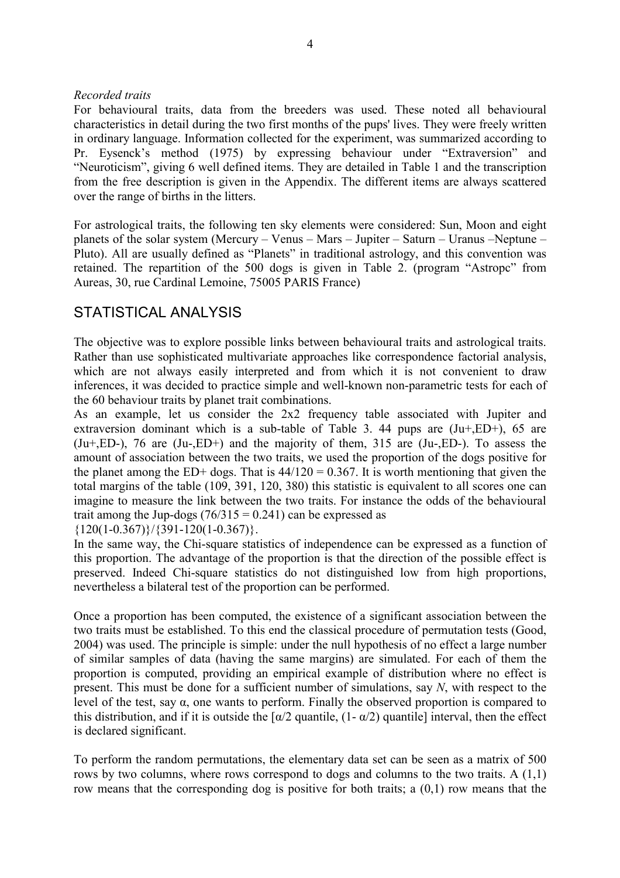*Recorded traits*

For behavioural traits, data from the breeders was used. These noted all behavioural characteristics in detail during the two first months of the pups' lives. They were freely written in ordinary language. Information collected for the experiment, was summarized according to Pr. Eysenck's method (1975) by expressing behaviour under "Extraversion" and "Neuroticism", giving 6 well defined items. They are detailed in Table 1 and the transcription from the free description is given in the Appendix. The different items are always scattered over the range of births in the litters.

For astrological traits, the following ten sky elements were considered: Sun, Moon and eight planets of the solar system (Mercury – Venus – Mars – Jupiter – Saturn – Uranus –Neptune – Pluto). All are usually defined as "Planets" in traditional astrology, and this convention was retained. The repartition of the 500 dogs is given in Table 2. (program "Astropc" from Aureas, 30, rue Cardinal Lemoine, 75005 PARIS France)

## STATISTICAL ANALYSIS

The objective was to explore possible links between behavioural traits and astrological traits. Rather than use sophisticated multivariate approaches like correspondence factorial analysis, which are not always easily interpreted and from which it is not convenient to draw inferences, it was decided to practice simple and well-known non-parametric tests for each of the 60 behaviour traits by planet trait combinations.

As an example, let us consider the 2x2 frequency table associated with Jupiter and extraversion dominant which is a sub-table of Table 3. 44 pups are (Ju+,ED+), 65 are (Ju+,ED-), 76 are (Ju-,ED+) and the majority of them, 315 are (Ju-,ED-). To assess the amount of association between the two traits, we used the proportion of the dogs positive for the planet among the ED+ dogs. That is $44/120 = 0.367$. It is worth mentioning that given the total margins of the table (109, 391, 120, 380) this statistic is equivalent to all scores one can imagine to measure the link between the two traits. For instance the odds of the behavioural trait among the Jup-dogs ($76/315 = 0.241$) can be expressed as

$\{120(1\text{-}0.367)\}/\{391\text{-}120(1\text{-}0.367)\}$.

In the same way, the Chi-square statistics of independence can be expressed as a function of this proportion. The advantage of the proportion is that the direction of the possible effect is preserved. Indeed Chi-square statistics do not distinguished low from high proportions, nevertheless a bilateral test of the proportion can be performed.

Once a proportion has been computed, the existence of a significant association between the two traits must be established. To this end the classical procedure of permutation tests (Good, 2004) was used. The principle is simple: under the null hypothesis of no effect a large number of similar samples of data (having the same margins) are simulated. For each of them the proportion is computed, providing an empirical example of distribution where no effect is present. This must be done for a sufficient number of simulations, say $N$, with respect to the level of the test, say $\alpha$, one wants to perform. Finally the observed proportion is compared to this distribution, and if it is outside the [$\alpha/2$ quantile, $(1\text{-}\ \alpha/2)$ quantile] interval, then the effect is declared significant.

To perform the random permutations, the elementary data set can be seen as a matrix of 500 rows by two columns, where rows correspond to dogs and columns to the two traits. A (1,1) row means that the corresponding dog is positive for both traits; a (0,1) row means that the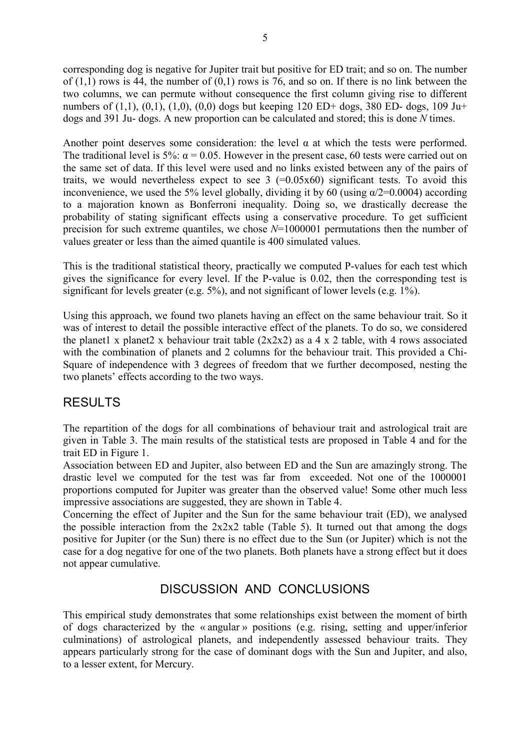corresponding dog is negative for Jupiter trait but positive for ED trait; and so on. The number of (1,1) rows is 44, the number of (0,1) rows is 76, and so on. If there is no link between the two columns, we can permute without consequence the first column giving rise to different numbers of (1,1), (0,1), (1,0), (0,0) dogs but keeping 120 ED+ dogs, 380 ED- dogs, 109 Ju+ dogs and 391 Ju- dogs. A new proportion can be calculated and stored; this is done $N$ times.

Another point deserves some consideration: the level $\alpha$ at which the tests were performed. The traditional level is 5%: $\alpha = 0.05$. However in the present case, 60 tests were carried out on the same set of data. If this level were used and no links existed between any of the pairs of traits, we would nevertheless expect to see 3 (=0.05x60) significant tests. To avoid this inconvenience, we used the 5% level globally, dividing it by 60 (using $\alpha/2$=0.0004) according to a majoration known as Bonferroni inequality. Doing so, we drastically decrease the probability of stating significant effects using a conservative procedure. To get sufficient precision for such extreme quantiles, we chose $N$=1000001 permutations then the number of values greater or less than the aimed quantile is 400 simulated values.

This is the traditional statistical theory, practically we computed P-values for each test which gives the significance for every level. If the P-value is 0.02, then the corresponding test is significant for levels greater (e.g. 5%), and not significant of lower levels (e.g. 1%).

Using this approach, we found two planets having an effect on the same behaviour trait. So it was of interest to detail the possible interactive effect of the planets. To do so, we considered the planet1 x planet2 x behaviour trait table (2x2x2) as a 4 x 2 table, with 4 rows associated with the combination of planets and 2 columns for the behaviour trait. This provided a Chi-Square of independence with 3 degrees of freedom that we further decomposed, nesting the two planets' effects according to the two ways.

## RESULTS

The repartition of the dogs for all combinations of behaviour trait and astrological trait are given in Table 3. The main results of the statistical tests are proposed in Table 4 and for the trait ED in Figure 1.
Association between ED and Jupiter, also between ED and the Sun are amazingly strong. The drastic level we computed for the test was far from exceeded. Not one of the 1000001 proportions computed for Jupiter was greater than the observed value! Some other much less impressive associations are suggested, they are shown in Table 4.
Concerning the effect of Jupiter and the Sun for the same behaviour trait (ED), we analysed the possible interaction from the 2x2x2 table (Table 5). It turned out that among the dogs positive for Jupiter (or the Sun) there is no effect due to the Sun (or Jupiter) which is not the case for a dog negative for one of the two planets. Both planets have a strong effect but it does not appear cumulative.

## DISCUSSION AND CONCLUSIONS

This empirical study demonstrates that some relationships exist between the moment of birth of dogs characterized by the « angular » positions (e.g. rising, setting and upper/inferior culminations) of astrological planets, and independently assessed behaviour traits. They appears particularly strong for the case of dominant dogs with the Sun and Jupiter, and also, to a lesser extent, for Mercury.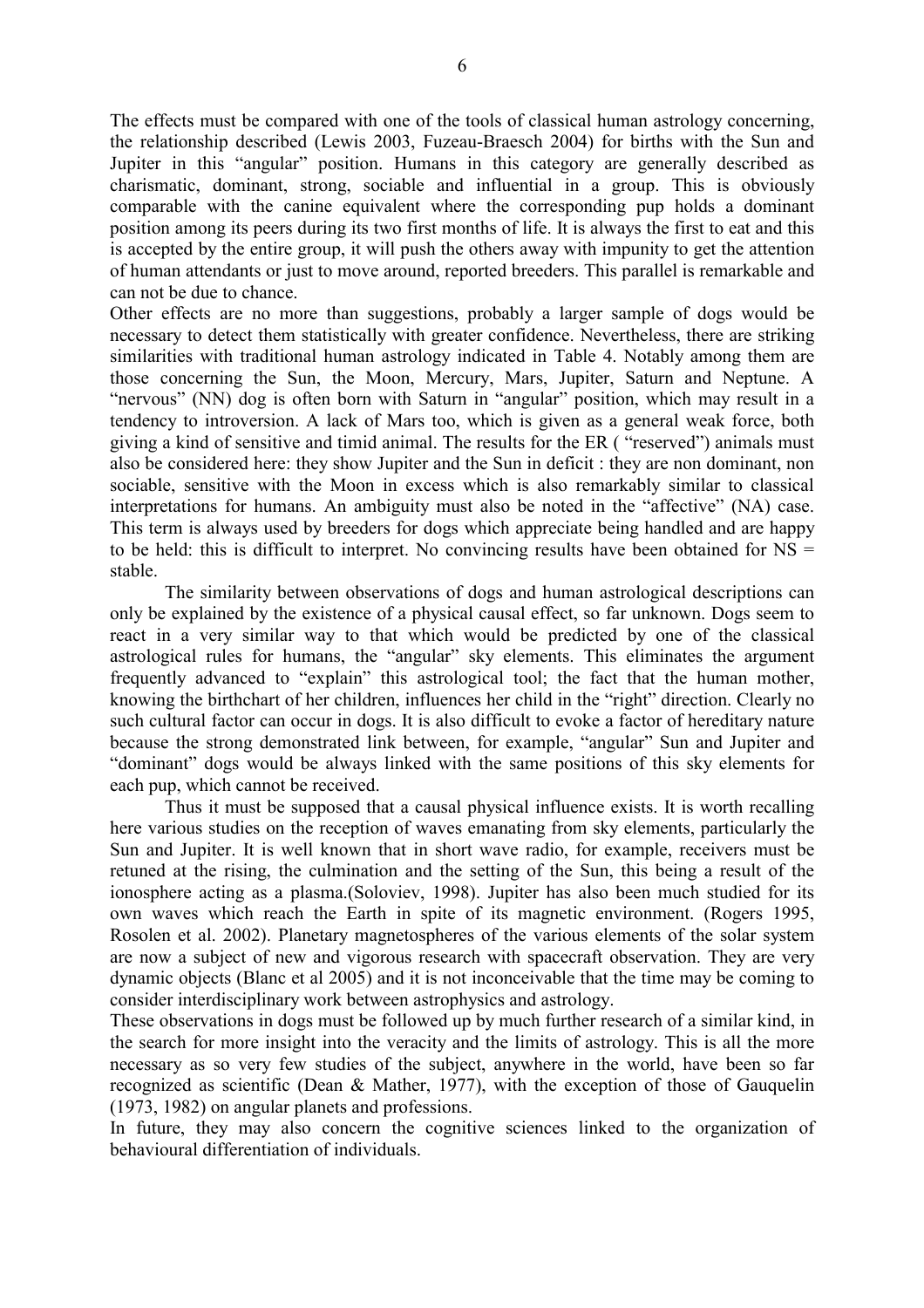The effects must be compared with one of the tools of classical human astrology concerning, the relationship described (Lewis 2003, Fuzeau-Braesch 2004) for births with the Sun and Jupiter in this "angular" position. Humans in this category are generally described as charismatic, dominant, strong, sociable and influential in a group. This is obviously comparable with the canine equivalent where the corresponding pup holds a dominant position among its peers during its two first months of life. It is always the first to eat and this is accepted by the entire group, it will push the others away with impunity to get the attention of human attendants or just to move around, reported breeders. This parallel is remarkable and can not be due to chance.

Other effects are no more than suggestions, probably a larger sample of dogs would be necessary to detect them statistically with greater confidence. Nevertheless, there are striking similarities with traditional human astrology indicated in Table 4. Notably among them are those concerning the Sun, the Moon, Mercury, Mars, Jupiter, Saturn and Neptune. A "nervous" (NN) dog is often born with Saturn in "angular" position, which may result in a tendency to introversion. A lack of Mars too, which is given as a general weak force, both giving a kind of sensitive and timid animal. The results for the ER ( "reserved") animals must also be considered here: they show Jupiter and the Sun in deficit : they are non dominant, non sociable, sensitive with the Moon in excess which is also remarkably similar to classical interpretations for humans. An ambiguity must also be noted in the "affective" (NA) case. This term is always used by breeders for dogs which appreciate being handled and are happy to be held: this is difficult to interpret. No convincing results have been obtained for NS = stable.

The similarity between observations of dogs and human astrological descriptions can only be explained by the existence of a physical causal effect, so far unknown. Dogs seem to react in a very similar way to that which would be predicted by one of the classical astrological rules for humans, the "angular" sky elements. This eliminates the argument frequently advanced to "explain" this astrological tool; the fact that the human mother, knowing the birthchart of her children, influences her child in the "right" direction. Clearly no such cultural factor can occur in dogs. It is also difficult to evoke a factor of hereditary nature because the strong demonstrated link between, for example, "angular" Sun and Jupiter and "dominant" dogs would be always linked with the same positions of this sky elements for each pup, which cannot be received.

Thus it must be supposed that a causal physical influence exists. It is worth recalling here various studies on the reception of waves emanating from sky elements, particularly the Sun and Jupiter. It is well known that in short wave radio, for example, receivers must be retuned at the rising, the culmination and the setting of the Sun, this being a result of the ionosphere acting as a plasma.(Soloviev, 1998). Jupiter has also been much studied for its own waves which reach the Earth in spite of its magnetic environment. (Rogers 1995, Rosolen et al. 2002). Planetary magnetospheres of the various elements of the solar system are now a subject of new and vigorous research with spacecraft observation. They are very dynamic objects (Blanc et al 2005) and it is not inconceivable that the time may be coming to consider interdisciplinary work between astrophysics and astrology.

These observations in dogs must be followed up by much further research of a similar kind, in the search for more insight into the veracity and the limits of astrology. This is all the more necessary as so very few studies of the subject, anywhere in the world, have been so far recognized as scientific (Dean & Mather, 1977), with the exception of those of Gauquelin (1973, 1982) on angular planets and professions.

In future, they may also concern the cognitive sciences linked to the organization of behavioural differentiation of individuals.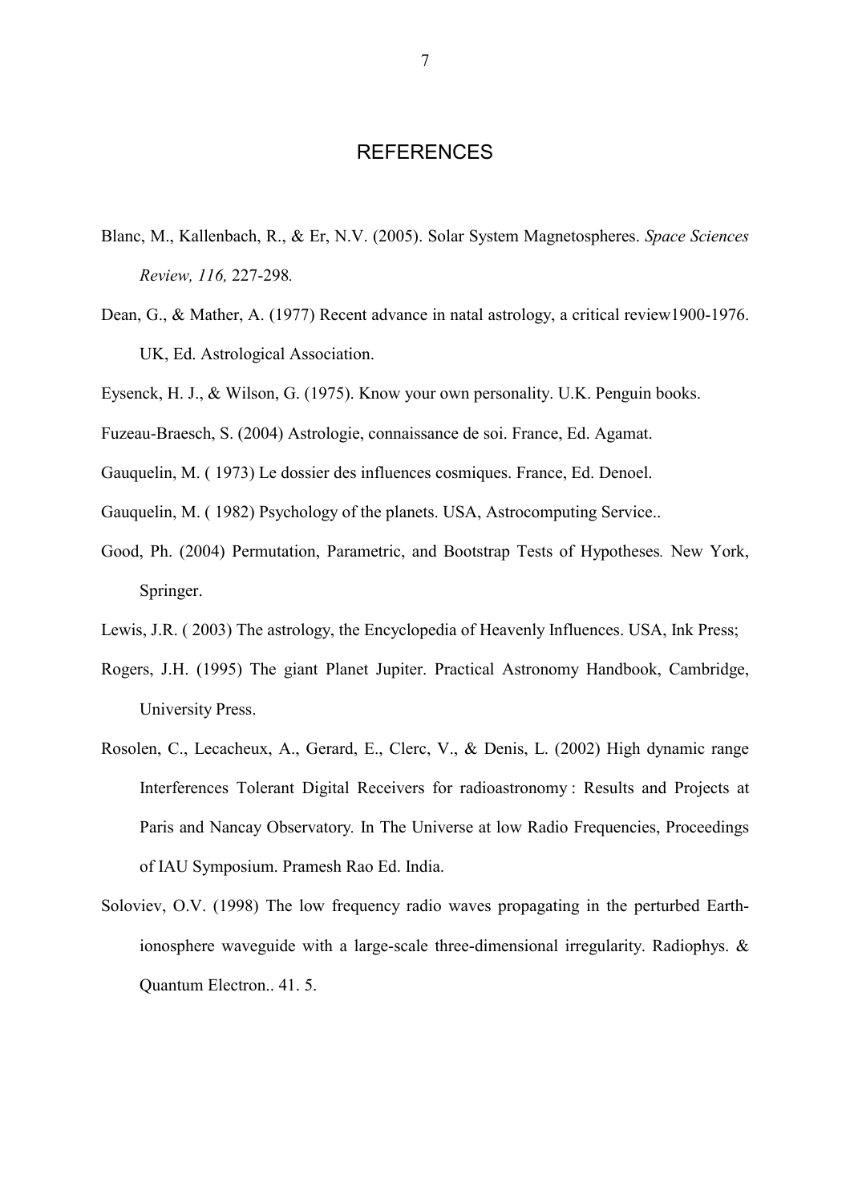# REFERENCES

Blanc, M., Kallenbach, R., & Er, N.V. (2005). Solar System Magnetospheres. *Space Sciences Review, 116,* 227-298*.*

Dean, G., & Mather, A. (1977) Recent advance in natal astrology, a critical review1900-1976. UK, Ed. Astrological Association.

Eysenck, H. J., & Wilson, G. (1975). Know your own personality. U.K. Penguin books.

Fuzeau-Braesch, S. (2004) Astrologie, connaissance de soi. France, Ed. Agamat.

Gauquelin, M. ( 1973) Le dossier des influences cosmiques. France, Ed. Denoel.

Gauquelin, M. ( 1982) Psychology of the planets. USA, Astrocomputing Service..

Good, Ph. (2004) Permutation, Parametric, and Bootstrap Tests of Hypotheses*.* New York, Springer.

Lewis, J.R. ( 2003) The astrology, the Encyclopedia of Heavenly Influences. USA, Ink Press;

Rogers, J.H. (1995) The giant Planet Jupiter. Practical Astronomy Handbook, Cambridge, University Press.

Rosolen, C., Lecacheux, A., Gerard, E., Clerc, V., & Denis, L. (2002) High dynamic range Interferences Tolerant Digital Receivers for radioastronomy : Results and Projects at Paris and Nancay Observatory*.* In The Universe at low Radio Frequencies, Proceedings of IAU Symposium. Pramesh Rao Ed. India.

Soloviev, O.V. (1998) The low frequency radio waves propagating in the perturbed Earth-ionosphere waveguide with a large-scale three-dimensional irregularity. Radiophys. & Quantum Electron.. 41. 5.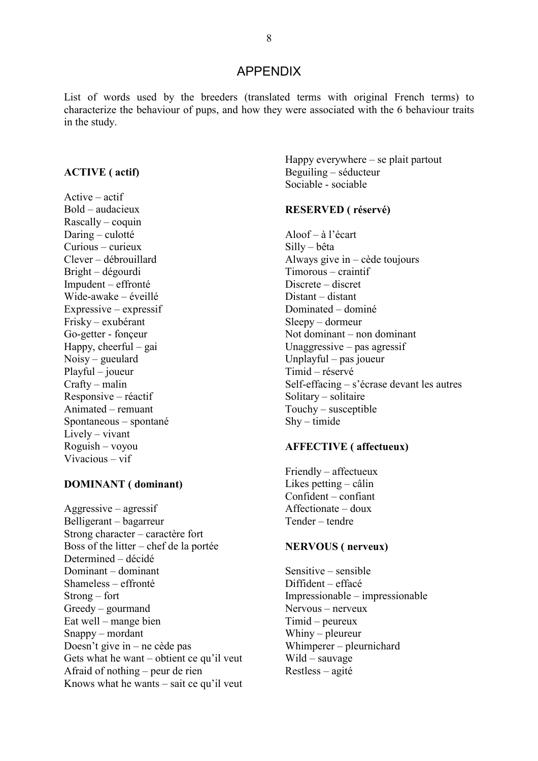# APPENDIX

List of words used by the breeders (translated terms with original French terms) to characterize the behaviour of pups, and how they were associated with the 6 behaviour traits in the study.

**ACTIVE ( actif)**

Active – actif
Bold – audacieux
Rascally – coquin
Daring – culotté
Curious – curieux
Clever – débrouillard
Bright – dégourdi
Impudent – effronté
Wide-awake – éveillé
Expressive – expressif
Frisky – exubérant
Go-getter - fonçeur
Happy, cheerful – gai
Noisy – gueulard
Playful – joueur
Crafty – malin
Responsive – réactif
Animated – remuant
Spontaneous – spontané
Lively – vivant
Roguish – voyou
Vivacious – vif

**DOMINANT ( dominant)**

Aggressive – agressif
Belligerant – bagarreur
Strong character – caractère fort
Boss of the litter – chef de la portée
Determined – décidé
Dominant – dominant
Shameless – effronté
Strong – fort
Greedy – gourmand
Eat well – mange bien
Snappy – mordant
Doesn't give in – ne cède pas
Gets what he want – obtient ce qu'il veut
Afraid of nothing – peur de rien
Knows what he wants – sait ce qu'il veut
Happy everywhere – se plait partout
Beguiling – séducteur
Sociable - sociable

**RESERVED ( réservé)**

Aloof – à l'écart
Silly – bêta
Always give in – cède toujours
Timorous – craintif
Discrete – discret
Distant – distant
Dominated – dominé
Sleepy – dormeur
Not dominant – non dominant
Unaggressive – pas agressif
Unplayful – pas joueur
Timid – réservé
Self-effacing – s'écrase devant les autres
Solitary – solitaire
Touchy – susceptible
Shy – timide

**AFFECTIVE ( affectueux)**

Friendly – affectueux
Likes petting – câlin
Confident – confiant
Affectionate – doux
Tender – tendre

**NERVOUS ( nerveux)**

Sensitive – sensible
Diffident – effacé
Impressionable – impressionable
Nervous – nerveux
Timid – peureux
Whiny – pleureur
Whimperer – pleurnichard
Wild – sauvage
Restless – agité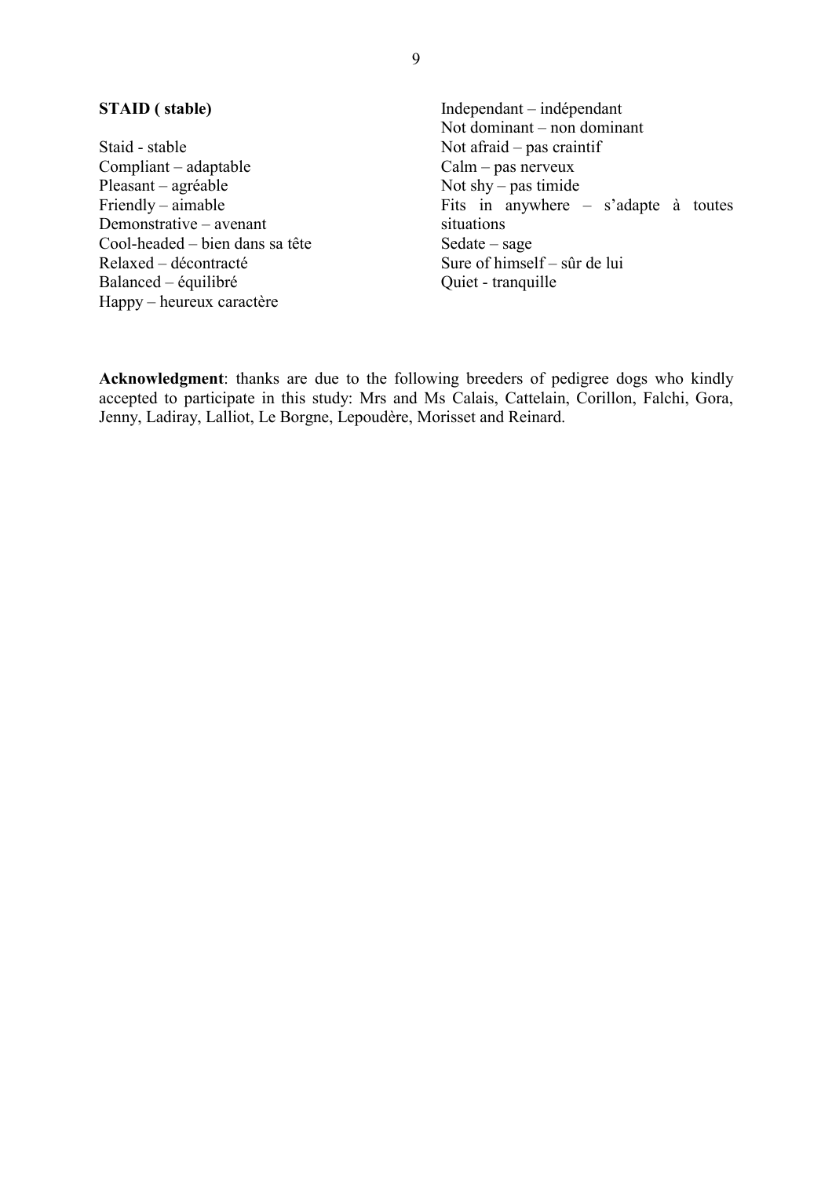**STAID ( stable)**

Staid - stable
Compliant – adaptable
Pleasant – agréable
Friendly – aimable
Demonstrative – avenant
Cool-headed – bien dans sa tête
Relaxed – décontracté
Balanced – équilibré
Happy – heureux caractère
Independant – indépendant
Not dominant – non dominant
Not afraid – pas craintif
Calm – pas nerveux
Not shy – pas timide
Fits in anywhere – s'adapte à toutes situations
Sedate – sage
Sure of himself – sûr de lui
Quiet - tranquille

**Acknowledgment**: thanks are due to the following breeders of pedigree dogs who kindly accepted to participate in this study: Mrs and Ms Calais, Cattelain, Corillon, Falchi, Gora, Jenny, Ladiray, Lalliot, Le Borgne, Lepoudère, Morisset and Reinard.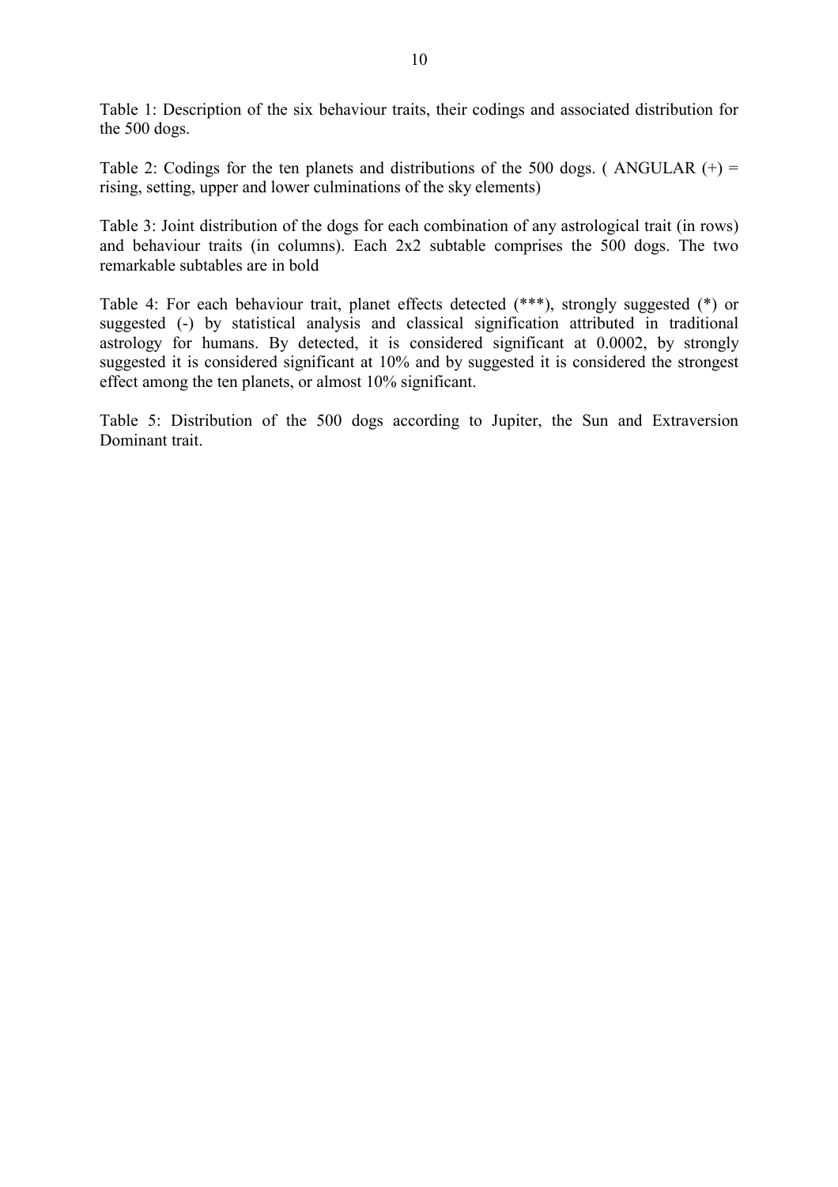Table 1: Description of the six behaviour traits, their codings and associated distribution for the 500 dogs.

Table 2: Codings for the ten planets and distributions of the 500 dogs. ( ANGULAR (+) = rising, setting, upper and lower culminations of the sky elements)

Table 3: Joint distribution of the dogs for each combination of any astrological trait (in rows) and behaviour traits (in columns). Each 2x2 subtable comprises the 500 dogs. The two remarkable subtables are in bold

Table 4: For each behaviour trait, planet effects detected (***), strongly suggested (*) or suggested (-) by statistical analysis and classical signification attributed in traditional astrology for humans. By detected, it is considered significant at 0.0002, by strongly suggested it is considered significant at 10% and by suggested it is considered the strongest effect among the ten planets, or almost 10% significant.

Table 5: Distribution of the 500 dogs according to Jupiter, the Sun and Extraversion Dominant trait.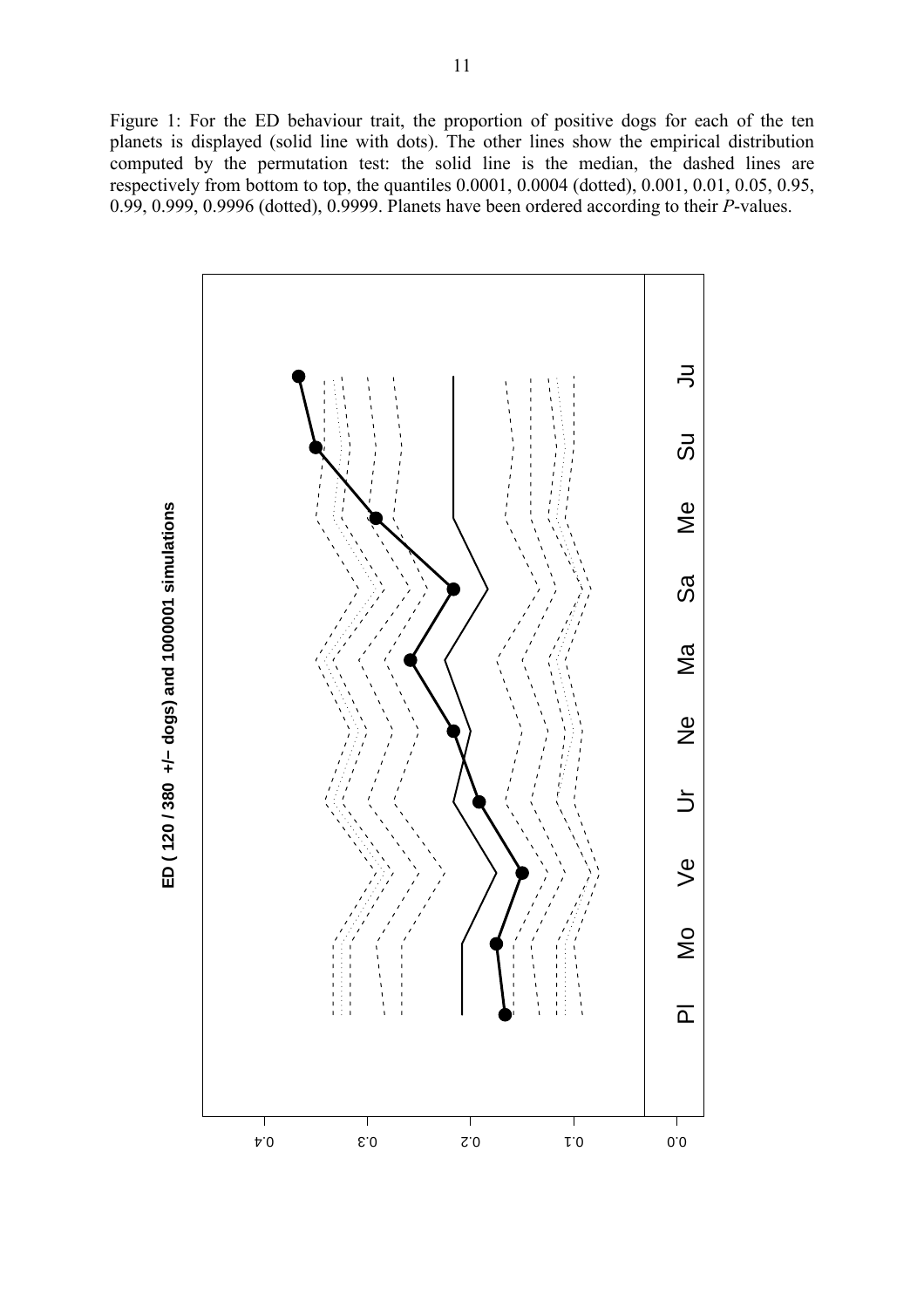Figure 1: For the ED behaviour trait, the proportion of positive dogs for each of the ten planets is displayed (solid line with dots). The other lines show the empirical distribution computed by the permutation test: the solid line is the median, the dashed lines are respectively from bottom to top, the quantiles 0.0001, 0.0004 (dotted), 0.001, 0.01, 0.05, 0.95, 0.99, 0.999, 0.9996 (dotted), 0.9999. Planets have been ordered according to their *P*-values.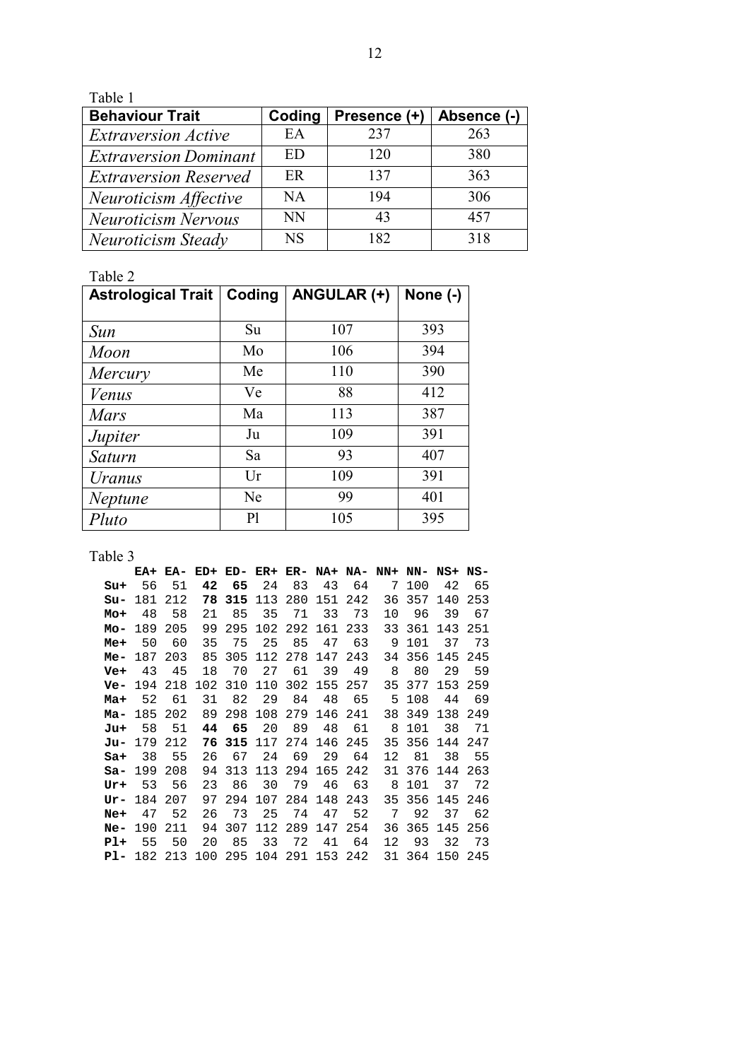Table 1

| Behaviour Trait | Coding | Presence (+) | Absence (-) |
|---|---|---|---|
| *Extraversion Active* | EA | 237 | 263 |
| *Extraversion Dominant* | ED | 120 | 380 |
| *Extraversion Reserved* | ER | 137 | 363 |
| *Neuroticism Affective* | NA | 194 | 306 |
| *Neuroticism Nervous* | NN | 43 | 457 |
| *Neuroticism Steady* | NS | 182 | 318 |

Table 2

| Astrological Trait | Coding | ANGULAR (+) | None (-) |
|---|---|---|---|
| *Sun* | Su | 107 | 393 |
| *Moon* | Mo | 106 | 394 |
| *Mercury* | Me | 110 | 390 |
| *Venus* | Ve | 88 | 412 |
| *Mars* | Ma | 113 | 387 |
| *Jupiter* | Ju | 109 | 391 |
| *Saturn* | Sa | 93 | 407 |
| *Uranus* | Ur | 109 | 391 |
| *Neptune* | Ne | 99 | 401 |
| *Pluto* | Pl | 105 | 395 |

Table 3

| | EA+ | EA- | ED+ | ED- | ER+ | ER- | NA+ | NA- | NN+ | NN- | NS+ | NS- |
|---|---|---|---|---|---|---|---|---|---|---|---|---|
| **Su+** | 56 | 51 | **42** | **65** | 24 | 83 | 43 | 64 | 7 | 100 | 42 | 65 |
| **Su-** | 181 | 212 | **78** | **315** | 113 | 280 | 151 | 242 | 36 | 357 | 140 | 253 |
| **Mo+** | 48 | 58 | 21 | 85 | 35 | 71 | 33 | 73 | 10 | 96 | 39 | 67 |
| **Mo-** | 189 | 205 | 99 | 295 | 102 | 292 | 161 | 233 | 33 | 361 | 143 | 251 |
| **Me+** | 50 | 60 | 35 | 75 | 25 | 85 | 47 | 63 | 9 | 101 | 37 | 73 |
| **Me-** | 187 | 203 | 85 | 305 | 112 | 278 | 147 | 243 | 34 | 356 | 145 | 245 |
| **Ve+** | 43 | 45 | 18 | 70 | 27 | 61 | 39 | 49 | 8 | 80 | 29 | 59 |
| **Ve-** | 194 | 218 | 102 | 310 | 110 | 302 | 155 | 257 | 35 | 377 | 153 | 259 |
| **Ma+** | 52 | 61 | 31 | 82 | 29 | 84 | 48 | 65 | 5 | 108 | 44 | 69 |
| **Ma-** | 185 | 202 | 89 | 298 | 108 | 279 | 146 | 241 | 38 | 349 | 138 | 249 |
| **Ju+** | 58 | 51 | **44** | **65** | 20 | 89 | 48 | 61 | 8 | 101 | 38 | 71 |
| **Ju-** | 179 | 212 | **76** | **315** | 117 | 274 | 146 | 245 | 35 | 356 | 144 | 247 |
| **Sa+** | 38 | 55 | 26 | 67 | 24 | 69 | 29 | 64 | 12 | 81 | 38 | 55 |
| **Sa-** | 199 | 208 | 94 | 313 | 113 | 294 | 165 | 242 | 31 | 376 | 144 | 263 |
| **Ur+** | 53 | 56 | 23 | 86 | 30 | 79 | 46 | 63 | 8 | 101 | 37 | 72 |
| **Ur-** | 184 | 207 | 97 | 294 | 107 | 284 | 148 | 243 | 35 | 356 | 145 | 246 |
| **Ne+** | 47 | 52 | 26 | 73 | 25 | 74 | 47 | 52 | 7 | 92 | 37 | 62 |
| **Ne-** | 190 | 211 | 94 | 307 | 112 | 289 | 147 | 254 | 36 | 365 | 145 | 256 |
| **Pl+** | 55 | 50 | 20 | 85 | 33 | 72 | 41 | 64 | 12 | 93 | 32 | 73 |
| **Pl-** | 182 | 213 | 100 | 295 | 104 | 291 | 153 | 242 | 31 | 364 | 150 | 245 |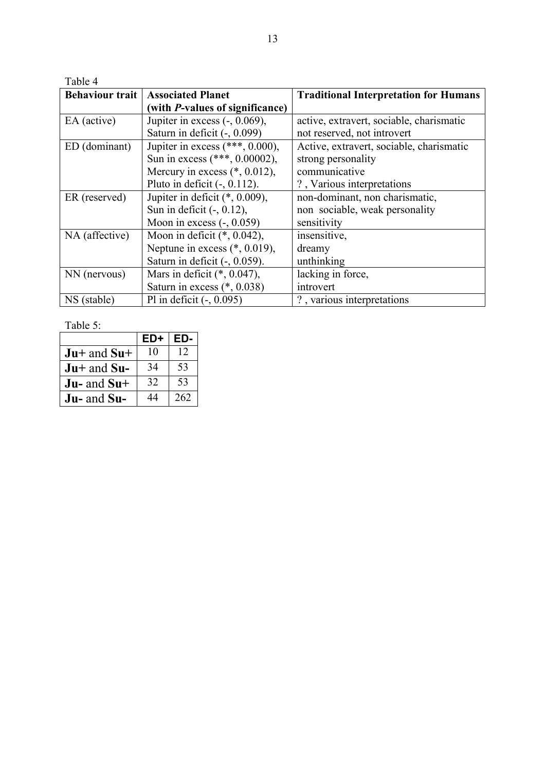Table 4

| Behaviour trait | Associated Planet (with *P*-values of significance) | Traditional Interpretation for Humans |
|---|---|---|
| EA (active) | Jupiter in excess (-, 0.069),<br>Saturn in deficit (-, 0.099) | active, extravert, sociable, charismatic<br>not reserved, not introvert |
| ED (dominant) | Jupiter in excess (***, 0.000),<br>Sun in excess (***, 0.00002),<br>Mercury in excess (*, 0.012),<br>Pluto in deficit (-, 0.112). | Active, extravert, sociable, charismatic<br>strong personality<br>communicative<br>? , Various interpretations |
| ER (reserved) | Jupiter in deficit (*, 0.009),<br>Sun in deficit (-, 0.12),<br>Moon in excess (-, 0.059) | non-dominant, non charismatic,<br>non sociable, weak personality<br>sensitivity |
| NA (affective) | Moon in deficit (*, 0.042),<br>Neptune in excess (*, 0.019),<br>Saturn in deficit (-, 0.059). | insensitive,<br>dreamy<br>unthinking |
| NN (nervous) | Mars in deficit (*, 0.047),<br>Saturn in excess (*, 0.038) | lacking in force,<br>introvert |
| NS (stable) | Pl in deficit (-, 0.095) | ? , various interpretations |

Table 5:

| | **ED+** | **ED-** |
|---|---|---|
| **Ju+** and **Su+** | 10 | 12 |
| **Ju+** and **Su-** | 34 | 53 |
| **Ju-** and **Su+** | 32 | 53 |
| **Ju-** and **Su-** | 44 | 262 |